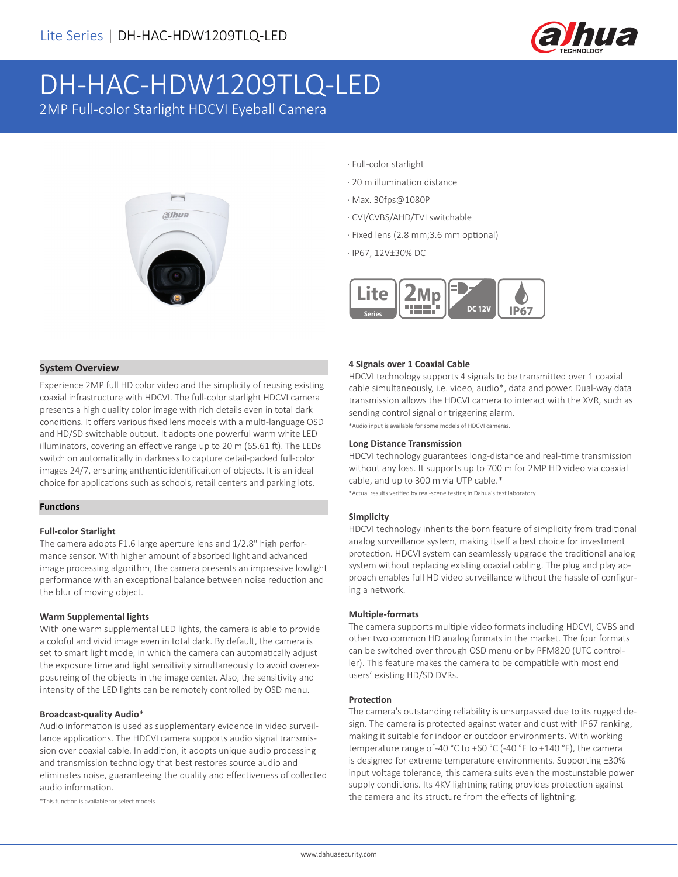# DH-HAC-HDW1209TLQ-LED

2MP Full-color Starlight HDCVI Eyeball Camera

- Full-color starlight
- 20 m illumination distance
- Max. 30fps@1080P
- CVI/CVBS/AHD/TVI switchable
- Fixed lens (2.8 mm;3.6 mm optional)
- IP67, 12V±30% DC

Lite Series | 2Mp | DC 12V | IP67

## System Overview

Experience 2MP full HD color video and the simplicity of reusing existing coaxial infrastructure with HDCVI. The full-color starlight HDCVI camera presents a high quality color image with rich details even in total dark conditions. It offers various fixed lens models with a multi-language OSD and HD/SD switchable output. It adopts one powerful warm white LED illuminators, covering an effective range up to 20 m (65.61 ft). The LEDs switch on automatically in darkness to capture detail-packed full-color images 24/7, ensuring anthentic identificaiton of objects. It is an ideal choice for applications such as schools, retail centers and parking lots.

## Functions

### Full-color Starlight

The camera adopts F1.6 large aperture lens and 1/2.8" high performance sensor. With higher amount of absorbed light and advanced image processing algorithm, the camera presents an impressive lowlight performance with an exceptional balance between noise reduction and the blur of moving object.

### Warm Supplemental lights

With one warm supplemental LED lights, the camera is able to provide a coloful and vivid image even in total dark. By default, the camera is set to smart light mode, in which the camera can automatically adjust the exposure time and light sensitivity simultaneously to avoid overexposureing of the objects in the image center. Also, the sensitivity and intensity of the LED lights can be remotely controlled by OSD menu.

### Broadcast-quality Audio*

Audio information is used as supplementary evidence in video surveillance applications. The HDCVI camera supports audio signal transmission over coaxial cable. In addition, it adopts unique audio processing and transmission technology that best restores source audio and eliminates noise, guaranteeing the quality and effectiveness of collected audio information.

*This function is available for select models.

### 4 Signals over 1 Coaxial Cable

HDCVI technology supports 4 signals to be transmitted over 1 coaxial cable simultaneously, i.e. video, audio*, data and power. Dual-way data transmission allows the HDCVI camera to interact with the XVR, such as sending control signal or triggering alarm.

*Audio input is available for some models of HDCVI cameras.

### Long Distance Transmission

HDCVI technology guarantees long-distance and real-time transmission without any loss. It supports up to 700 m for 2MP HD video via coaxial cable, and up to 300 m via UTP cable.*

*Actual results verified by real-scene testing in Dahua's test laboratory.

### Simplicity

HDCVI technology inherits the born feature of simplicity from traditional analog surveillance system, making itself a best choice for investment protection. HDCVI system can seamlessly upgrade the traditional analog system without replacing existing coaxial cabling. The plug and play approach enables full HD video surveillance without the hassle of configuring a network.

### Multiple-formats

The camera supports multiple video formats including HDCVI, CVBS and other two common HD analog formats in the market. The four formats can be switched over through OSD menu or by PFM820 (UTC controller). This feature makes the camera to be compatible with most end users' existing HD/SD DVRs.

### Protection

The camera's outstanding reliability is unsurpassed due to its rugged design. The camera is protected against water and dust with IP67 ranking, making it suitable for indoor or outdoor environments. With working temperature range of-40 °C to +60 °C (-40 °F to +140 °F), the camera is designed for extreme temperature environments. Supporting ±30% input voltage tolerance, this camera suits even the mostunstable power supply conditions. Its 4KV lightning rating provides protection against the camera and its structure from the effects of lightning.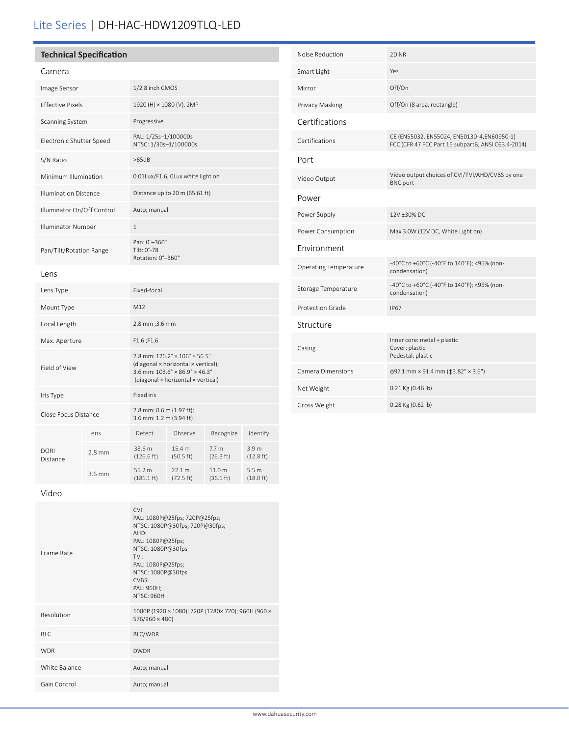# Lite Series | DH-HAC-HDW1209TLQ-LED

## Technical Specification

### Camera

| | |
|---|---|
| Image Sensor | 1/2.8 inch CMOS |
| Effective Pixels | 1920 (H) × 1080 (V), 2MP |
| Scanning System | Progressive |
| Electronic Shutter Speed | PAL: 1/25s–1/100000s<br>NTSC: 1/30s–1/100000s |
| S/N Ratio | >65dB |
| Minimum Illumination | 0.01Lux/F1.6, 0Lux white light on |
| Illumination Distance | Distance up to 20 m (65.61 ft) |
| Illuminator On/Off Control | Auto; manual |
| Illuminator Number | 1 |
| Pan/Tilt/Rotation Range | Pan: 0°–360°<br>Tilt: 0°-78<br>Rotation: 0°–360° |

### Lens

| | |
|---|---|
| Lens Type | Fixed-focal |
| Mount Type | M12 |
| Focal Length | 2.8 mm ;3.6 mm |
| Max. Aperture | F1.6 ;F1.6 |
| Field of View | 2.8 mm: 126.2° × 106° × 56.5° (diagonal × horizontal × vertical);<br>3.6 mm: 103.6° × 86.9° × 46.3° (diagonal × horizontal × vertical) |
| Iris Type | Fixed iris |
| Close Focus Distance | 2.8 mm: 0.6 m (1.97 ft);<br>3.6 mm: 1.2 m (3.94 ft) |

| DORI Distance | Lens | Detect | Observe | Recognize | Identify |
|---|---|---|---|---|---|
| | 2.8 mm | 38.6 m (126.6 ft) | 15.4 m (50.5 ft) | 7.7 m (26.3 ft) | 3.9 m (12.8 ft) |
| | 3.6 mm | 55.2 m (181.1 ft) | 22.1 m (72.5 ft) | 11.0 m (36.1 ft) | 5.5 m (18.0 ft) |

### Video

| | |
|---|---|
| Frame Rate | CVI:<br>PAL: 1080P@25fps; 720P@25fps;<br>NTSC: 1080P@30fps; 720P@30fps;<br>AHD:<br>PAL: 1080P@25fps;<br>NTSC: 1080P@30fps<br>TVI:<br>PAL: 1080P@25fps;<br>NTSC: 1080P@30fps<br>CVBS:<br>PAL: 960H;<br>NTSC: 960H |
| Resolution | 1080P (1920 × 1080); 720P (1280× 720); 960H (960 × 576/960 × 480) |
| BLC | BLC/WDR |
| WDR | DWDR |
| White Balance | Auto; manual |
| Gain Control | Auto; manual |
| Noise Reduction | 2D NR |
| Smart Light | Yes |
| Mirror | Off/On |
| Privacy Masking | Off/On (8 area, rectangle) |

### Certifications

| | |
|---|---|
| Certifications | CE (EN55032, EN55024, EN50130-4,EN60950-1)<br>FCC (CFR 47 FCC Part 15 subpartB, ANSI C63.4-2014) |

### Port

| | |
|---|---|
| Video Output | Video output choices of CVI/TVI/AHD/CVBS by one BNC port |

### Power

| | |
|---|---|
| Power Supply | 12V ±30% DC |
| Power Consumption | Max 3.0W (12V DC, White Light on) |

### Environment

| | |
|---|---|
| Operating Temperature | -40°C to +60°C (-40°F to 140°F); <95% (non-condensation) |
| Storage Temperature | -40°C to +60°C (-40°F to 140°F); <95% (non-condensation) |
| Protection Grade | IP67 |

### Structure

| | |
|---|---|
| Casing | Inner core: metal + plastic<br>Cover: plastic<br>Pedestal: plastic |
| Camera Dimensions | ϕ97.1 mm × 91.4 mm (ϕ3.82" × 3.6") |
| Net Weight | 0.21 Kg (0.46 lb) |
| Gross Weight | 0.28 Kg (0.62 lb) |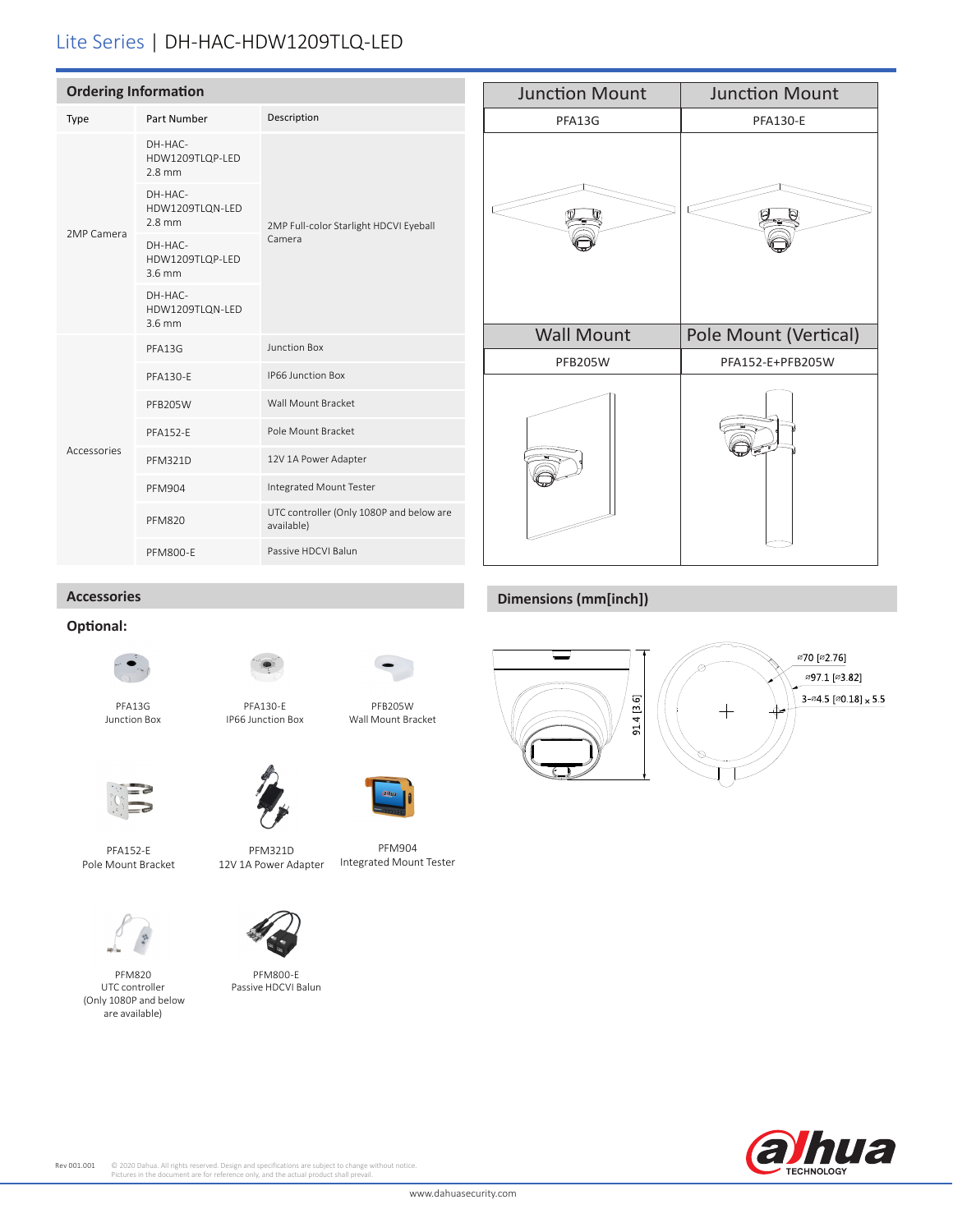# Lite Series | DH-HAC-HDW1209TLQ-LED

## Ordering Information

| Type | Part Number | Description |
|---|---|---|
| 2MP Camera | DH-HAC-HDW1209TLQP-LED 2.8 mm | 2MP Full-color Starlight HDCVI Eyeball Camera |
| | DH-HAC-HDW1209TLQN-LED 2.8 mm | |
| | DH-HAC-HDW1209TLQP-LED 3.6 mm | |
| | DH-HAC-HDW1209TLQN-LED 3.6 mm | |
| Accessories | PFA13G | Junction Box |
| | PFA130-E | IP66 Junction Box |
| | PFB205W | Wall Mount Bracket |
| | PFA152-E | Pole Mount Bracket |
| | PFM321D | 12V 1A Power Adapter |
| | PFM904 | Integrated Mount Tester |
| | PFM820 | UTC controller (Only 1080P and below are available) |
| | PFM800-E | Passive HDCVI Balun |

| Junction Mount | Junction Mount |
|---|---|
| PFA13G | PFA130-E |

| Wall Mount | Pole Mount (Vertical) |
|---|---|
| PFB205W | PFA152-E+PFB205W |

## Accessories

### Optional:

PFA13G
Junction Box

PFA130-E
IP66 Junction Box

PFB205W
Wall Mount Bracket

PFA152-E
Pole Mount Bracket

PFM321D
12V 1A Power Adapter

PFM904
Integrated Mount Tester

PFM820
UTC controller
(Only 1080P and below are available)

PFM800-E
Passive HDCVI Balun

## Dimensions (mm[inch])

91.4 [3.6]

⌀70 [⌀2.76]

⌀97.1 [⌀3.82]

3-⌀4.5 [⌀0.18] x 5.5

Rev 001.001 © 2020 Dahua. All rights reserved. Design and specifications are subject to change without notice.
Pictures in the document are for reference only, and the actual product shall prevail.

www.dahuasecurity.com